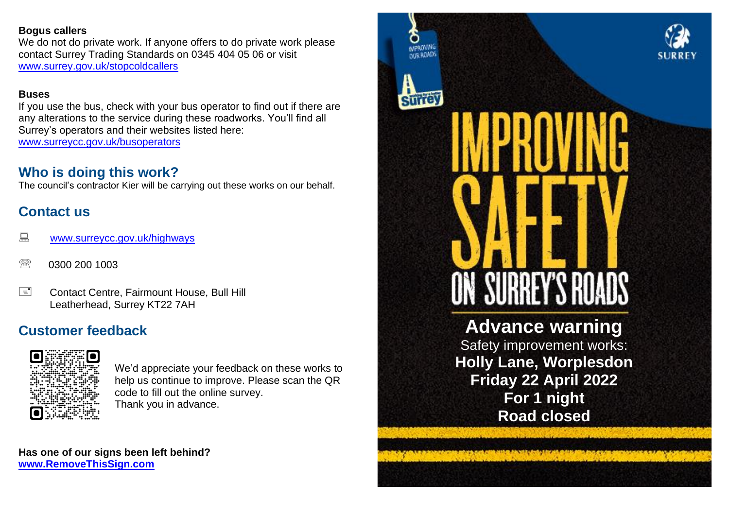**Bogus callers**
We do not do private work. If anyone offers to do private work please contact Surrey Trading Standards on 0345 404 05 06 or visit www.surrey.gov.uk/stopcoldcallers

**Buses**
If you use the bus, check with your bus operator to find out if there are any alterations to the service during these roadworks. You'll find all Surrey's operators and their websites listed here: www.surreycc.gov.uk/busoperators

## Who is doing this work?

The council's contractor Kier will be carrying out these works on our behalf.

## Contact us

www.surreycc.gov.uk/highways

0300 200 1003

Contact Centre, Fairmount House, Bull Hill
Leatherhead, Surrey KT22 7AH

## Customer feedback

We'd appreciate your feedback on these works to help us continue to improve. Please scan the QR code to fill out the online survey.
Thank you in advance.

**Has one of our signs been left behind?**
**www.RemoveThisSign.com**

SURREY

Improving our roads

# IMPROVING SAFETY ON SURREY'S ROADS

## Advance warning

Safety improvement works:

**Holly Lane, Worplesdon**
**Friday 22 April 2022**
**For 1 night**
**Road closed**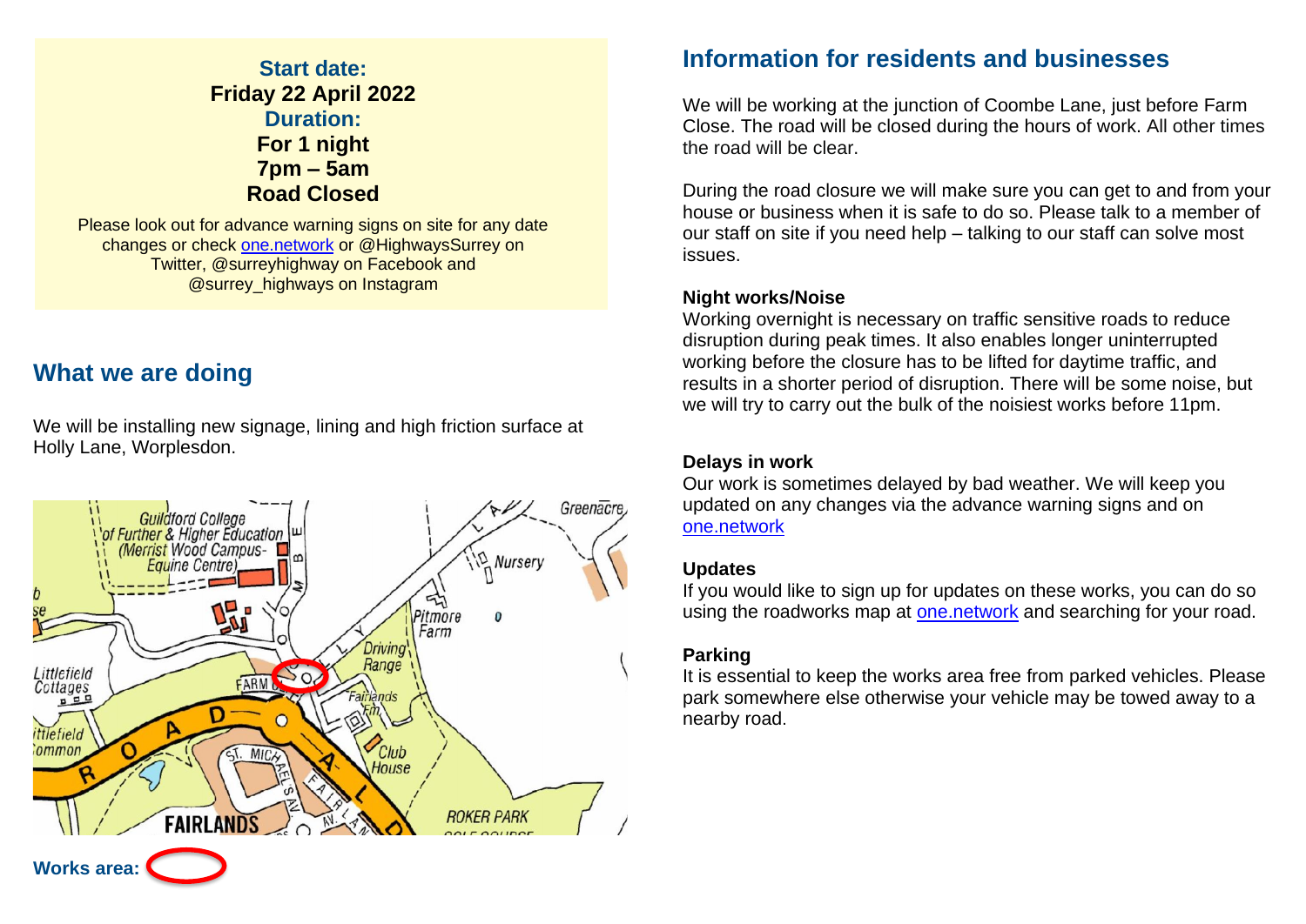**Start date:**
**Friday 22 April 2022**
**Duration:**
**For 1 night**
**7pm – 5am**
**Road Closed**

Please look out for advance warning signs on site for any date changes or check one.network or @HighwaysSurrey on Twitter, @surreyhighway on Facebook and @surrey_highways on Instagram

## What we are doing

We will be installing new signage, lining and high friction surface at Holly Lane, Worplesdon.

Works area:

## Information for residents and businesses

We will be working at the junction of Coombe Lane, just before Farm Close. The road will be closed during the hours of work. All other times the road will be clear.

During the road closure we will make sure you can get to and from your house or business when it is safe to do so. Please talk to a member of our staff on site if you need help – talking to our staff can solve most issues.

**Night works/Noise**
Working overnight is necessary on traffic sensitive roads to reduce disruption during peak times. It also enables longer uninterrupted working before the closure has to be lifted for daytime traffic, and results in a shorter period of disruption. There will be some noise, but we will try to carry out the bulk of the noisiest works before 11pm.

**Delays in work**
Our work is sometimes delayed by bad weather. We will keep you updated on any changes via the advance warning signs and on one.network

**Updates**
If you would like to sign up for updates on these works, you can do so using the roadworks map at one.network and searching for your road.

**Parking**
It is essential to keep the works area free from parked vehicles. Please park somewhere else otherwise your vehicle may be towed away to a nearby road.